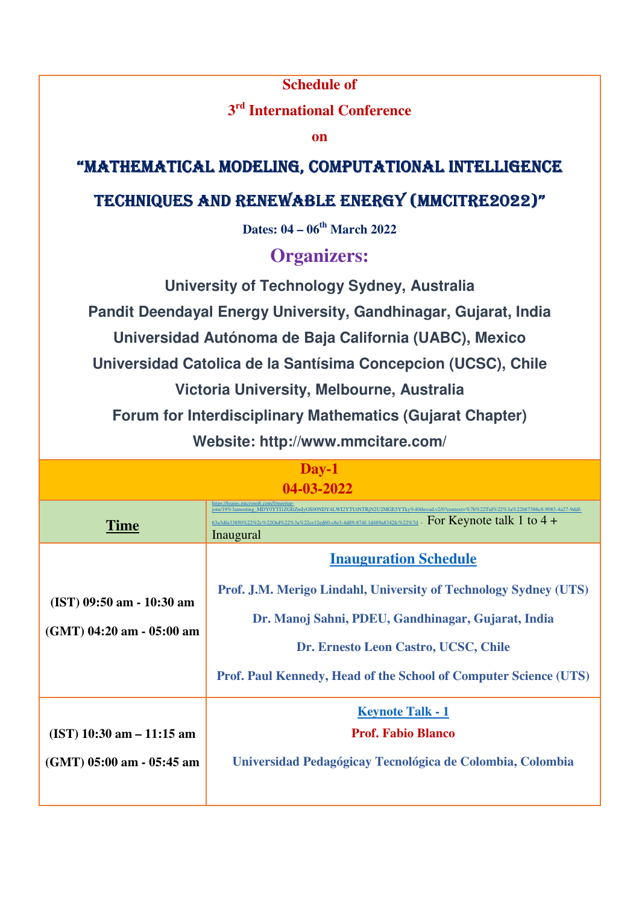**Schedule of**

**3rd International Conference**

**on**

# "MATHEMATICAL MODELING, COMPUTATIONAL INTELLIGENCE TECHNIQUES AND RENEWABLE ENERGY (MMCITRE2022)"

**Dates: 04 – 06th March 2022**

## Organizers:

**University of Technology Sydney, Australia**

**Pandit Deendayal Energy University, Gandhinagar, Gujarat, India**

**Universidad Autónoma de Baja California (UABC), Mexico**

**Universidad Catolica de la Santísima Concepcion (UCSC), Chile**

**Victoria University, Melbourne, Australia**

**Forum for Interdisciplinary Mathematics (Gujarat Chapter)**

**Website: http://www.mmcitare.com/**

## Day-1
## 04-03-2022

| **Time** | https://teams.microsoft.com/l/meetup-join/19%3ameeting_MDY0YTI1ZGItZmIyOS00NDY4LWI2YTUtNTRjN2U2MGE5YTky%40thread.v2/0?context=%7b%22Tid%22%3a%22b87386c8-9083-4a27-9ddf-63a3dfa33850%22%2c%22Oid%22%3a%22ce12ed60-c8e3-4d89-874f-1d489a8342fc%22%7d - For Keynote talk 1 to 4 + Inaugural |
|---|---|
| **(IST) 09:50 am - 10:30 am**<br>**(GMT) 04:20 am - 05:00 am** | **Inauguration Schedule**<br>**Prof. J.M. Merigo Lindahl, University of Technology Sydney (UTS)**<br>**Dr. Manoj Sahni, PDEU, Gandhinagar, Gujarat, India**<br>**Dr. Ernesto Leon Castro, UCSC, Chile**<br>**Prof. Paul Kennedy, Head of the School of Computer Science (UTS)** |
| **(IST) 10:30 am – 11:15 am**<br>**(GMT) 05:00 am - 05:45 am** | **Keynote Talk - 1**<br>**Prof. Fabio Blanco**<br>**Universidad Pedagógicay Tecnológica de Colombia, Colombia** |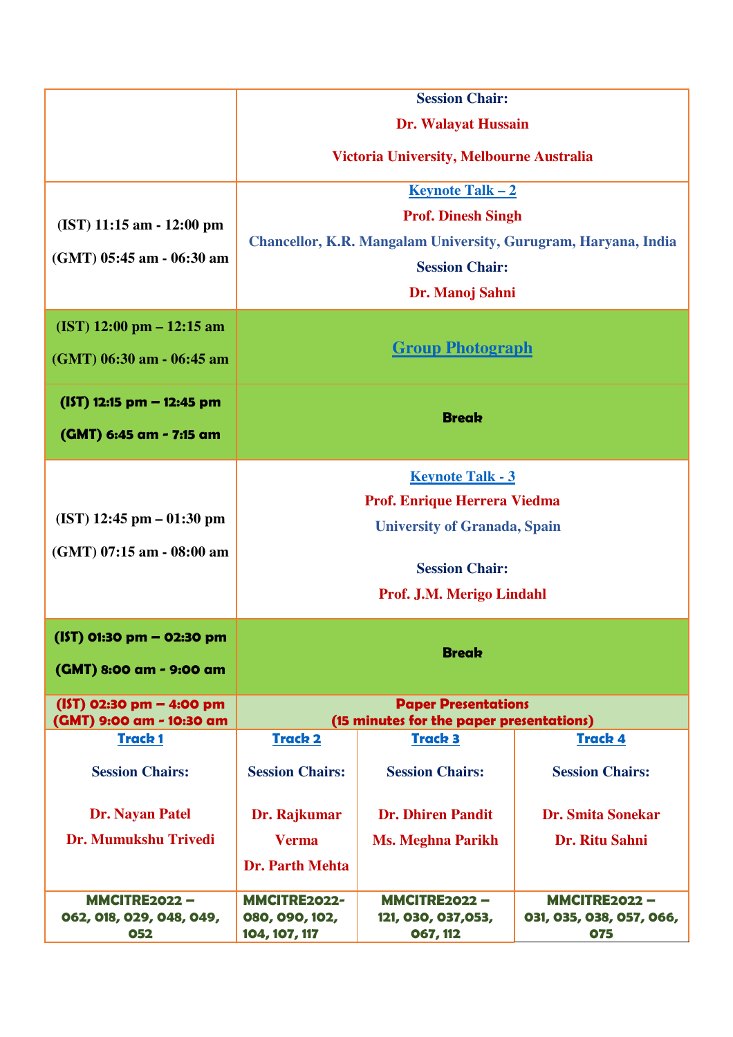| | | | | |
|---|---|---|---|---|
| | Session Chair:<br>Dr. Walayat Hussain<br>Victoria University, Melbourne Australia | | | |
| (IST) 11:15 am - 12:00 pm<br>(GMT) 05:45 am - 06:30 am | Keynote Talk – 2<br>Prof. Dinesh Singh<br>Chancellor, K.R. Mangalam University, Gurugram, Haryana, India<br>Session Chair:<br>Dr. Manoj Sahni | | | |
| (IST) 12:00 pm – 12:15 am<br>(GMT) 06:30 am - 06:45 am | Group Photograph | | | |
| (IST) 12:15 pm – 12:45 pm<br>(GMT) 6:45 am - 7:15 am | Break | | | |
| (IST) 12:45 pm – 01:30 pm<br>(GMT) 07:15 am - 08:00 am | Keynote Talk - 3<br>Prof. Enrique Herrera Viedma<br>University of Granada, Spain<br>Session Chair:<br>Prof. J.M. Merigo Lindahl | | | |
| (IST) 01:30 pm – 02:30 pm<br>(GMT) 8:00 am - 9:00 am | Break | | | |
| (IST) 02:30 pm – 4:00 pm<br>(GMT) 9:00 am - 10:30 am | Paper Presentations<br>(15 minutes for the paper presentations) | | | |
| Track 1<br>Session Chairs:<br>Dr. Nayan Patel<br>Dr. Mumukshu Trivedi | Track 2<br>Session Chairs:<br>Dr. Rajkumar Verma<br>Dr. Parth Mehta | Track 3<br>Session Chairs:<br>Dr. Dhiren Pandit<br>Ms. Meghna Parikh | Track 4<br>Session Chairs:<br>Dr. Smita Sonekar<br>Dr. Ritu Sahni | |
| MMCITRE2022 – 062, 018, 029, 048, 049, 052 | MMCITRE2022- 080, 090, 102, 104, 107, 117 | MMCITRE2022 – 121, 030, 037,053, 067, 112 | MMCITRE2022 – 031, 035, 038, 057, 066, 075 | |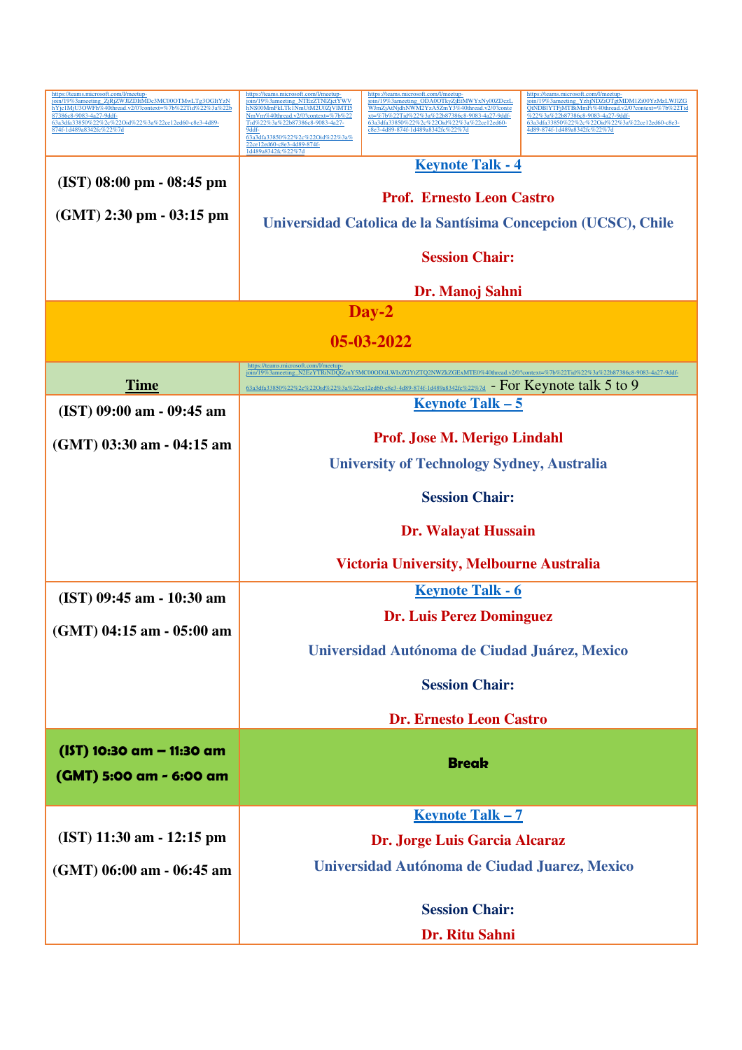| | | | |
|---|---|---|---|
| https://teams.microsoft.com/l/meetup-join/19%3ameeting_ZjRjZWJlZDItMDc3MC00OTMwLTg3OGItYzNhYjc1MjU3OWFh%40thread.v2/0?context=%7b%22Tid%22%3a%22b87386c8-9083-4a27-9ddf-63a3dfa33850%22%2c%22Oid%22%3a%22ce12ed60-c8e3-4d89-874f-1d489a8342fc%22%7d | https://teams.microsoft.com/l/meetup-join/19%3ameeting_NTEzZTNlZjctYWVhNS00MmFkLTk1NmUtM2U0ZjVlMTI5NmVm%40thread.v2/0?context=%7b%22Tid%22%3a%22b87386c8-9083-4a27-9ddf-63a3dfa33850%22%2c%22Oid%22%3a%22ce12ed60-c8e3-4d89-874f-1d489a8342fc%22%7d | https://teams.microsoft.com/l/meetup-join/19%3ameeting_ODA0OTkyZjEtMWYxNy00ZDczLWJmZjAtNjdhNWM2YzA5ZmY3%40thread.v2/0?context=%7b%22Tid%22%3a%22b87386c8-9083-4a27-9ddf-63a3dfa33850%22%2c%22Oid%22%3a%22ce12ed60-c8e3-4d89-874f-1d489a8342fc%22%7d | https://teams.microsoft.com/l/meetup-join/19%3ameeting_YzbjNDZiOTgtMDM1Zi00YzMzLWJlZGQtNDBlYTFjMTBiMmFi%40thread.v2/0?context=%7b%22Tid%22%3a%22b87386c8-9083-4a27-9ddf-63a3dfa33850%22%2c%22Oid%22%3a%22ce12ed60-c8e3-4d89-874f-1d489a8342fc%22%7d |

| | |
|---|---|
| **(IST) 08:00 pm - 08:45 pm**<br><br>**(GMT) 2:30 pm - 03:15 pm** | **Keynote Talk - 4**<br><br>**Prof. Ernesto Leon Castro**<br><br>**Universidad Catolica de la Santísima Concepcion (UCSC), Chile**<br><br>**Session Chair:**<br><br>**Dr. Manoj Sahni** |

## Day-2

## 05-03-2022

| **Time** | https://teams.microsoft.com/l/meetup-join/19%3ameeting_N2EzYTRiNDQtZmY5MC00ODliLWIxZGYtZTQ2NWZkZGExMTE0%40thread.v2/0?context=%7b%22Tid%22%3a%22b87386c8-9083-4a27-9ddf-63a3dfa33850%22%2c%22Oid%22%3a%22ce12ed60-c8e3-4d89-874f-1d489a8342fc%22%7d - For Keynote talk 5 to 9 |
|---|---|
| **(IST) 09:00 am - 09:45 am**<br><br>**(GMT) 03:30 am - 04:15 am** | **Keynote Talk – 5**<br><br>**Prof. Jose M. Merigo Lindahl**<br><br>**University of Technology Sydney, Australia**<br><br>**Session Chair:**<br><br>**Dr. Walayat Hussain**<br><br>**Victoria University, Melbourne Australia** |
| **(IST) 09:45 am - 10:30 am**<br><br>**(GMT) 04:15 am - 05:00 am** | **Keynote Talk - 6**<br><br>**Dr. Luis Perez Dominguez**<br><br>**Universidad Autónoma de Ciudad Juárez, Mexico**<br><br>**Session Chair:**<br><br>**Dr. Ernesto Leon Castro** |
| **(IST) 10:30 am – 11:30 am**<br><br>**(GMT) 5:00 am - 6:00 am** | **Break** |
| **(IST) 11:30 am - 12:15 pm**<br><br>**(GMT) 06:00 am - 06:45 am** | **Keynote Talk – 7**<br><br>**Dr. Jorge Luis Garcia Alcaraz**<br><br>**Universidad Autónoma de Ciudad Juarez, Mexico**<br><br>**Session Chair:**<br><br>**Dr. Ritu Sahni** |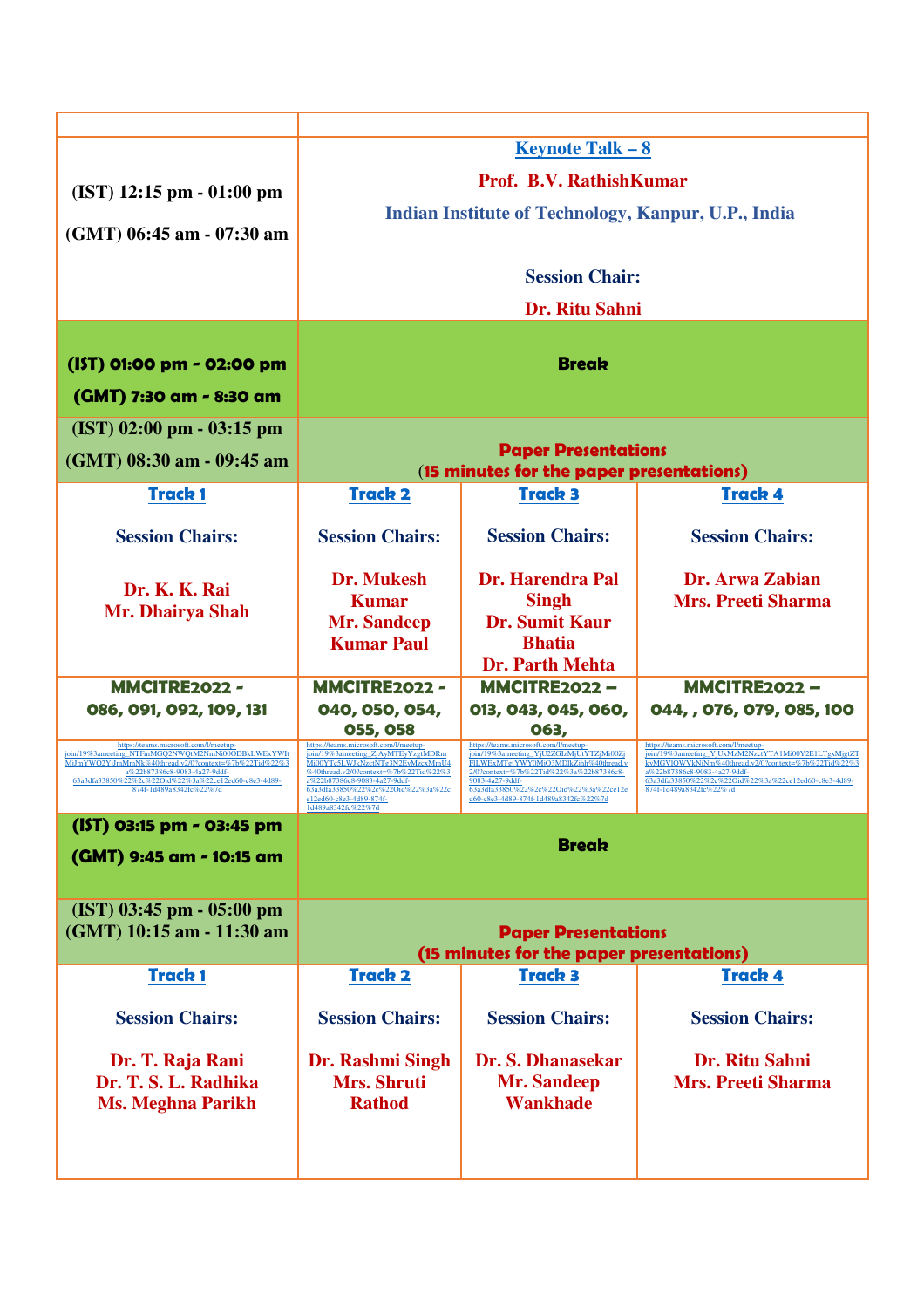| | | | | |
|---|---|---|---|---|
| | | | | |
| (IST) 12:15 pm - 01:00 pm<br>(GMT) 06:45 am - 07:30 am | **Keynote Talk – 8**<br>**Prof. B.V. RathishKumar**<br>**Indian Institute of Technology, Kanpur, U.P., India**<br><br>**Session Chair:**<br>**Dr. Ritu Sahni** | | | |
| **(IST) 01:00 pm - 02:00 pm**<br>**(GMT) 7:30 am - 8:30 am** | **Break** | | | |
| (IST) 02:00 pm - 03:15 pm<br>(GMT) 08:30 am - 09:45 am | **Paper Presentations**<br>**(15 minutes for the paper presentations)** | | | |
| **Track 1**<br><br>**Session Chairs:**<br><br>**Dr. K. K. Rai**<br>**Mr. Dhairya Shah** | **Track 2**<br><br>**Session Chairs:**<br><br>**Dr. Mukesh Kumar**<br>**Mr. Sandeep Kumar Paul** | **Track 3**<br><br>**Session Chairs:**<br><br>**Dr. Harendra Pal Singh**<br>**Dr. Sumit Kaur Bhatia**<br>**Dr. Parth Mehta** | **Track 4**<br><br>**Session Chairs:**<br><br>**Dr. Arwa Zabian**<br>**Mrs. Preeti Sharma** | |
| **MMCITRE2022 - 086, 091, 092, 109, 131** | **MMCITRE2022 - 040, 050, 054, 055, 058** | **MMCITRE2022 – 013, 043, 045, 060, 063,** | **MMCITRE2022 – 044, , 076, 079, 085, 100** | |
| https://teams.microsoft.com/l/meetup-join/19%3ameeting_NTFmMGQ2NWQtM2NmNi00ODBkLWExYWItMjJmYWQ2YjJmMmNk%40thread.v2/0?context=%7b%22Tid%22%3a%22b87386c8-9083-4a27-9ddf-63a3dfa33850%22%2c%22Oid%22%3a%22ce12ed60-c8e3-4d89-874f-1d489a8342fc%22%7d | https://teams.microsoft.com/l/meetup-join/19%3ameeting_ZjAyMTEyYzgtMDRmMi00YTc5LWJkNzctNTg3N2EyMzcxMmU4%40thread.v2/0?context=%7b%22Tid%22%3a%22b87386c8-9083-4a27-9ddf-63a3dfa33850%22%2c%22Oid%22%3a%22ce12ed60-c8e3-4d89-874f-1d489a8342fc%22%7d | https://teams.microsoft.com/l/meetup-join/19%3ameeting_YjU2ZGIzMjUtYTZjMi00ZjFlLWExMTgtYWY0MjQ3MDlkZjhh%40thread.v2/0?context=%7b%22Tid%22%3a%22b87386c8-9083-4a27-9ddf-63a3dfa33850%22%2c%22Oid%22%3a%22ce12ed60-c8e3-4d89-874f-1d489a8342fc%22%7d | https://teams.microsoft.com/l/meetup-join/19%3ameeting_YjUxMzM2NzctYTA1Mi00Y2E1LTgxMjgtZTkyMGVlOWVkNjNm%40thread.v2/0?context=%7b%22Tid%22%3a%22b87386c8-9083-4a27-9ddf-63a3dfa33850%22%2c%22Oid%22%3a%22ce12ed60-c8e3-4d89-874f-1d489a8342fc%22%7d | |
| **(IST) 03:15 pm - 03:45 pm**<br>**(GMT) 9:45 am - 10:15 am** | **Break** | | | |
| (IST) 03:45 pm - 05:00 pm<br>(GMT) 10:15 am - 11:30 am | **Paper Presentations**<br>**(15 minutes for the paper presentations)** | | | |
| **Track 1**<br><br>**Session Chairs:**<br><br>**Dr. T. Raja Rani**<br>**Dr. T. S. L. Radhika**<br>**Ms. Meghna Parikh** | **Track 2**<br><br>**Session Chairs:**<br><br>**Dr. Rashmi Singh**<br>**Mrs. Shruti Rathod** | **Track 3**<br><br>**Session Chairs:**<br><br>**Dr. S. Dhanasekar**<br>**Mr. Sandeep Wankhade** | **Track 4**<br><br>**Session Chairs:**<br><br>**Dr. Ritu Sahni**<br>**Mrs. Preeti Sharma** | |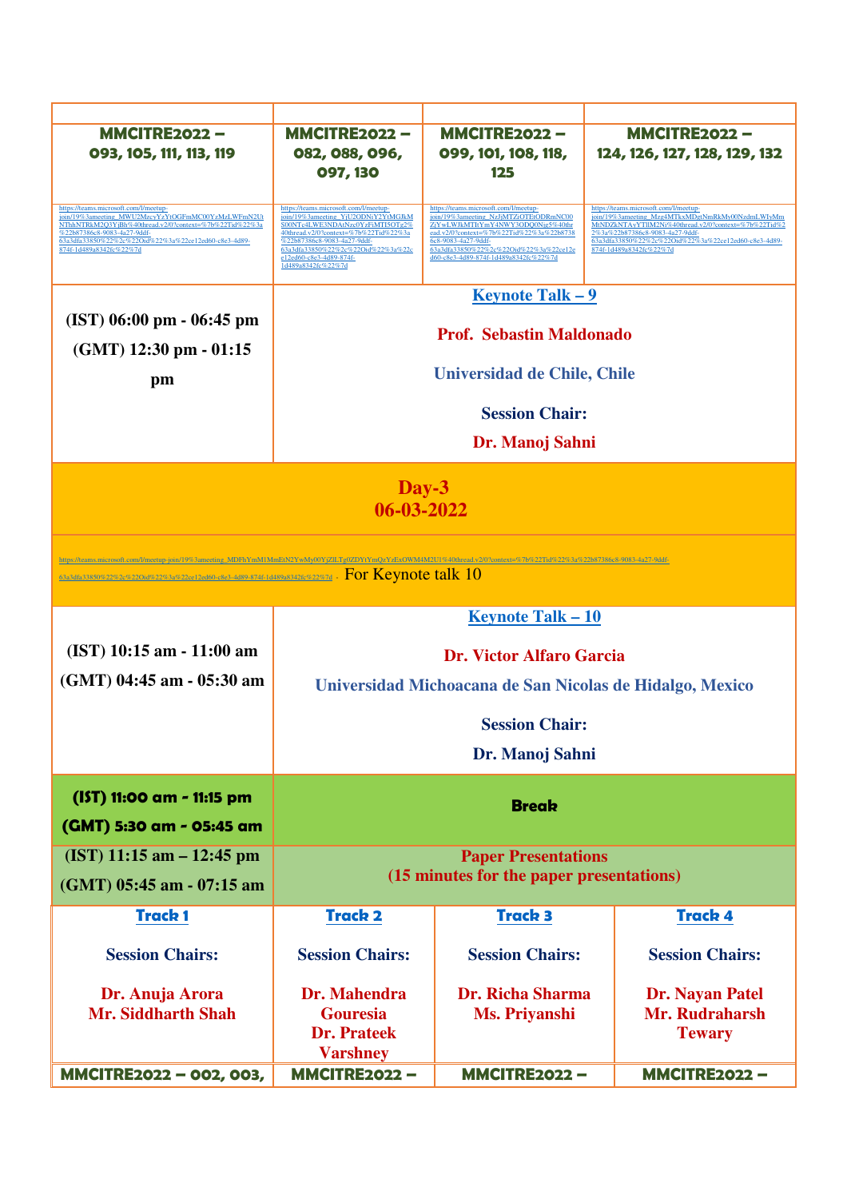| | | | |
|---|---|---|---|
| **MMCITRE2022 – 093, 105, 111, 113, 119** | **MMCITRE2022 – 082, 088, 096, 097, 130** | **MMCITRE2022 – 099, 101, 108, 118, 125** | **MMCITRE2022 – 124, 126, 127, 128, 129, 132** |
| https://teams.microsoft.com/l/meetup-join/19%3ameeting_MWU2MzcyYzYtOGFmMC00YzMzLWFmN2UtNThhNTRkM2Q3YjBh%40thread.v2/0?context=%7b%22Tid%22%3a%22b87386c8-9083-4a27-9ddf-63a3dfa33850%22%2c%22Oid%22%3a%22ce12ed60-c8e3-4d89-874f-1d489a8342fc%22%7d | https://teams.microsoft.com/l/meetup-join/19%3ameeting_YjU2ODNiY2YtMGJkMS00NTc4LWE3NDAtNzc0YzFiMTI5OTg2%40thread.v2/0?context=%7b%22Tid%22%3a%22b87386c8-9083-4a27-9ddf-63a3dfa33850%22%2c%22Oid%22%3a%22ce12ed60-c8e3-4d89-874f-1d489a8342fc%22%7d | https://teams.microsoft.com/l/meetup-join/19%3ameeting_NzJiMTZiOTEtODRmNC00ZjYwLWJkMTItYmY4NWY3ODQ0Nig5%40thread.v2/0?context=%7b%22Tid%22%3a%22b87386c8-9083-4a27-9ddf-63a3dfa33850%22%2c%22Oid%22%3a%22ce12ed60-c8e3-4d89-874f-1d489a8342fc%22%7d | https://teams.microsoft.com/l/meetup-join/19%3ameeting_Mzg4MTkxMDgtNmRkMy00NzdmLWIyMmMtNDZkNTAvYTllM2Ni%40thread.v2/0?context=%7b%22Tid%22%3a%22b87386c8-9083-4a27-9ddf-63a3dfa33850%22%2c%22Oid%22%3a%22ce12ed60-c8e3-4d89-874f-1d489a8342fc%22%7d |

| | |
|---|---|
| (IST) 06:00 pm - 06:45 pm<br>(GMT) 12:30 pm - 01:15 pm | **Keynote Talk – 9**<br>**Prof. Sebastin Maldonado**<br>**Universidad de Chile, Chile**<br>**Session Chair:**<br>**Dr. Manoj Sahni** |

## Day-3
## 06-03-2022

https://teams.microsoft.com/l/meetup-join/19%3ameeting_MDFhYmM1MmEtN2YwMy00YjZlLTg0ZDYtYmQzYzExOWM4M2U1%40thread.v2/0?context=%7b%22Tid%22%3a%22b87386c8-9083-4a27-9ddf-63a3dfa33850%22%2c%22Oid%22%3a%22ce12ed60-c8e3-4d89-874f-1d489a8342fc%22%7d For Keynote talk 10

| | |
|---|---|
| (IST) 10:15 am - 11:00 am<br>(GMT) 04:45 am - 05:30 am | **Keynote Talk – 10**<br>**Dr. Victor Alfaro Garcia**<br>**Universidad Michoacana de San Nicolas de Hidalgo, Mexico**<br>**Session Chair:**<br>**Dr. Manoj Sahni** |
| **(IST) 11:00 am - 11:15 pm**<br>**(GMT) 5:30 am - 05:45 am** | **Break** |
| (IST) 11:15 am – 12:45 pm<br>(GMT) 05:45 am - 07:15 am | **Paper Presentations**<br>**(15 minutes for the paper presentations)** |

| | | | |
|---|---|---|---|
| **Track 1**<br>**Session Chairs:**<br>**Dr. Anuja Arora**<br>**Mr. Siddharth Shah** | **Track 2**<br>**Session Chairs:**<br>**Dr. Mahendra Gouresia**<br>**Dr. Prateek Varshney** | **Track 3**<br>**Session Chairs:**<br>**Dr. Richa Sharma**<br>**Ms. Priyanshi** | **Track 4**<br>**Session Chairs:**<br>**Dr. Nayan Patel**<br>**Mr. Rudraharsh Tewary** |
| **MMCITRE2022 – 002, 003,** | **MMCITRE2022 –** | **MMCITRE2022 –** | **MMCITRE2022 –** |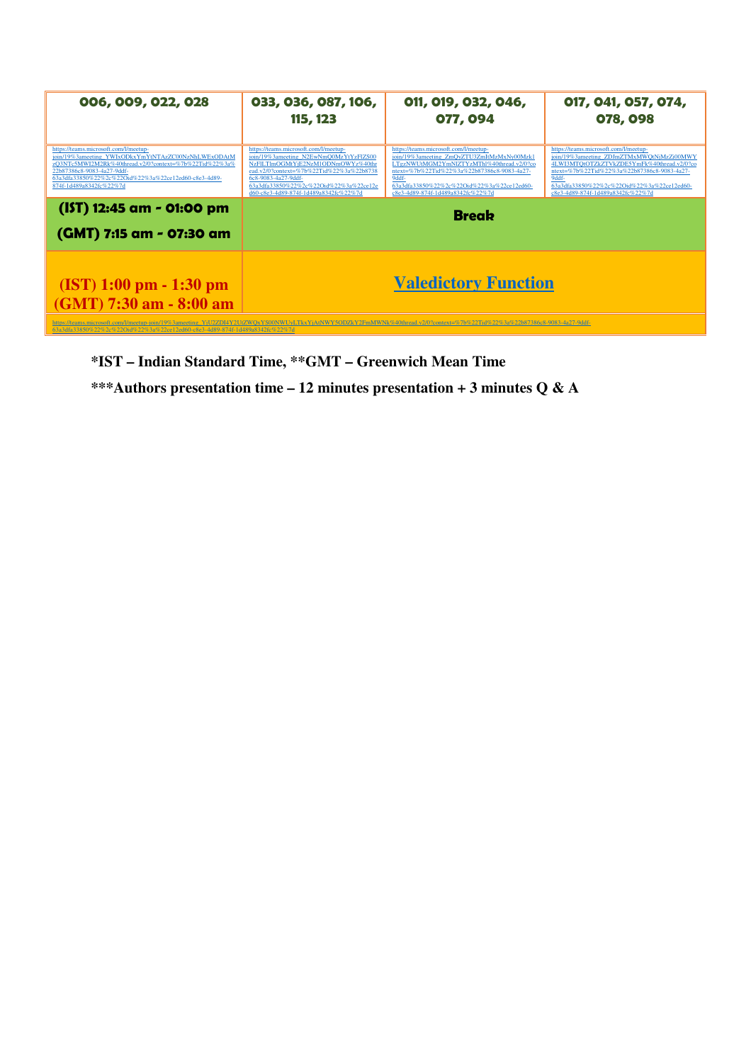| 006, 009, 022, 028 | 033, 036, 087, 106, 115, 123 | 011, 019, 032, 046, 077, 094 | 017, 041, 057, 074, 078, 098 |
|---|---|---|---|
| https://teams.microsoft.com/l/meetup-join/19%3ameeting_YWIxODkxYmYtNTAzZC00NzNhLWExODAtMzQ3NTc5MWI2M2Rk%40thread.v2/0?context=%7b%22Tid%22%3a%22b87386c8-9083-4a27-9ddf-63a3dfa33850%22%2c%22Oid%22%3a%22ce12ed60-c8e3-4d89-874f-1d489a8342fc%22%7d | https://teams.microsoft.com/l/meetup-join/19%3ameeting_N2EwNmQ0MzYtYzFlZS00NzFlLTlmOGMtYjE2NzM1ODNmOWYz%40thread.v2/0?context=%7b%22Tid%22%3a%22b87386c8-9083-4a27-9ddf-63a3dfa33850%22%2c%22Oid%22%3a%22ce12ed60-c8e3-4d89-874f-1d489a8342fc%22%7d | https://teams.microsoft.com/l/meetup-join/19%3ameeting_ZmQyZTU3ZmItMzMxNy00Mzk1LTgzNWUtMGM2YmNlZTYzMThl%40thread.v2/0?context=%7b%22Tid%22%3a%22b87386c8-9083-4a27-9ddf-63a3dfa33850%22%2c%22Oid%22%3a%22ce12ed60-c8e3-4d89-874f-1d489a8342fc%22%7d | https://teams.microsoft.com/l/meetup-join/19%3ameeting_ZDJmZTMxMWQtNjMzZi00MWY4LWI3MTQtOTZkZTVkZDE5YmFk%40thread.v2/0?context=%7b%22Tid%22%3a%22b87386c8-9083-4a27-9ddf-63a3dfa33850%22%2c%22Oid%22%3a%22ce12ed60-c8e3-4d89-874f-1d489a8342fc%22%7d |
| **(IST) 12:45 am - 01:00 pm (GMT) 7:15 am - 07:30 am** | **Break** | | |
| **(IST) 1:00 pm - 1:30 pm (GMT) 7:30 am - 8:00 am** | **Valedictory Function** | | |
| https://teams.microsoft.com/l/meetup-join/19%3ameeting_YjU2ZDI4Y2UtZWQxYS00NWUyLTkxYjAtNWY5ODZkY2FmMWNk%40thread.v2/0?context=%7b%22Tid%22%3a%22b87386c8-9083-4a27-9ddf-63a3dfa33850%22%2c%22Oid%22%3a%22ce12ed60-c8e3-4d89-874f-1d489a8342fc%22%7d | | | |

**\*IST – Indian Standard Time, \*\*GMT – Greenwich Mean Time**

**\*\*\*Authors presentation time – 12 minutes presentation + 3 minutes Q & A**